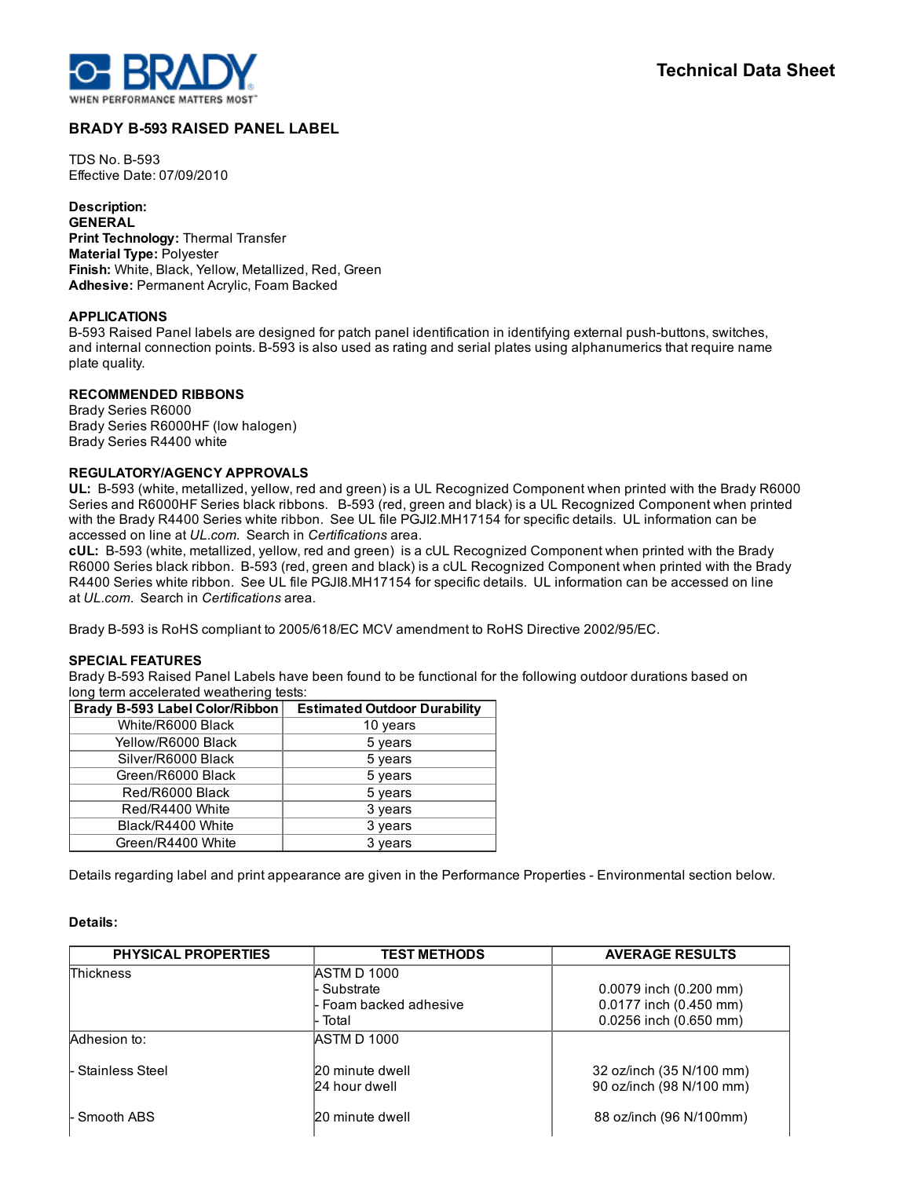**Technical Data Sheet**

## BRADY B-593 RAISED PANEL LABEL

TDS No. B-593
Effective Date: 07/09/2010

**Description:**
**GENERAL**
**Print Technology:** Thermal Transfer
**Material Type:** Polyester
**Finish:** White, Black, Yellow, Metallized, Red, Green
**Adhesive:** Permanent Acrylic, Foam Backed

**APPLICATIONS**
B-593 Raised Panel labels are designed for patch panel identification in identifying external push-buttons, switches, and internal connection points. B-593 is also used as rating and serial plates using alphanumerics that require name plate quality.

**RECOMMENDED RIBBONS**
Brady Series R6000
Brady Series R6000HF (low halogen)
Brady Series R4400 white

**REGULATORY/AGENCY APPROVALS**
**UL:** B-593 (white, metallized, yellow, red and green) is a UL Recognized Component when printed with the Brady R6000 Series and R6000HF Series black ribbons. B-593 (red, green and black) is a UL Recognized Component when printed with the Brady R4400 Series white ribbon. See UL file PGJI2.MH17154 for specific details. UL information can be accessed on line at *UL.com*. Search in *Certifications* area.
**cUL:** B-593 (white, metallized, yellow, red and green) is a cUL Recognized Component when printed with the Brady R6000 Series black ribbon. B-593 (red, green and black) is a cUL Recognized Component when printed with the Brady R4400 Series white ribbon. See UL file PGJI8.MH17154 for specific details. UL information can be accessed on line at *UL.com*. Search in *Certifications* area.

Brady B-593 is RoHS compliant to 2005/618/EC MCV amendment to RoHS Directive 2002/95/EC.

**SPECIAL FEATURES**
Brady B-593 Raised Panel Labels have been found to be functional for the following outdoor durations based on long term accelerated weathering tests:

| Brady B-593 Label Color/Ribbon | Estimated Outdoor Durability |
|---|---|
| White/R6000 Black | 10 years |
| Yellow/R6000 Black | 5 years |
| Silver/R6000 Black | 5 years |
| Green/R6000 Black | 5 years |
| Red/R6000 Black | 5 years |
| Red/R4400 White | 3 years |
| Black/R4400 White | 3 years |
| Green/R4400 White | 3 years |

Details regarding label and print appearance are given in the Performance Properties - Environmental section below.

**Details:**

| PHYSICAL PROPERTIES | TEST METHODS | AVERAGE RESULTS |
|---|---|---|
| Thickness | ASTM D 1000 | |
| | - Substrate | 0.0079 inch (0.200 mm) |
| | - Foam backed adhesive | 0.0177 inch (0.450 mm) |
| | - Total | 0.0256 inch (0.650 mm) |
| Adhesion to: | ASTM D 1000 | |
| - Stainless Steel | 20 minute dwell | 32 oz/inch (35 N/100 mm) |
| | 24 hour dwell | 90 oz/inch (98 N/100 mm) |
| - Smooth ABS | 20 minute dwell | 88 oz/inch (96 N/100mm) |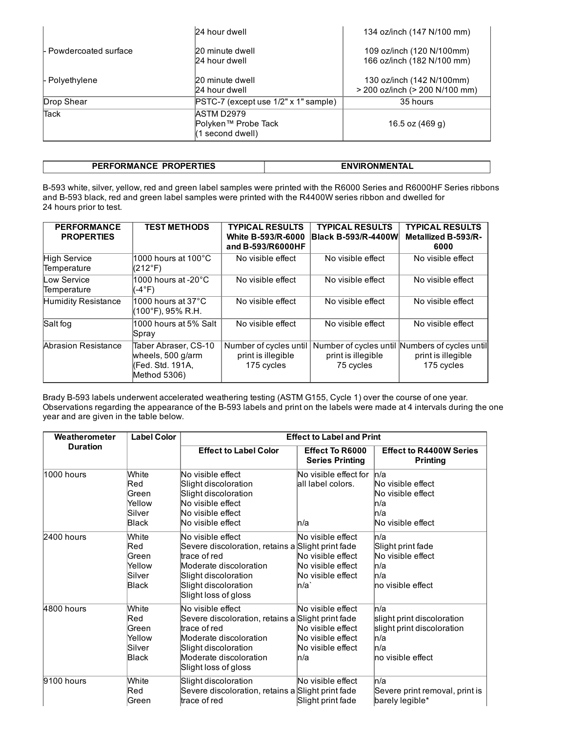| | | |
|---|---|---|
| | 24 hour dwell | 134 oz/inch (147 N/100 mm) |
| - Powdercoated surface | 20 minute dwell<br>24 hour dwell | 109 oz/inch (120 N/100mm)<br>166 oz/inch (182 N/100 mm) |
| - Polyethylene | 20 minute dwell<br>24 hour dwell | 130 oz/inch (142 N/100mm)<br>> 200 oz/inch (> 200 N/100 mm) |
| Drop Shear | PSTC-7 (except use 1/2" x 1" sample) | 35 hours |
| Tack | ASTM D2979<br>Polyken™ Probe Tack<br>(1 second dwell) | 16.5 oz (469 g) |

| PERFORMANCE PROPERTIES | ENVIRONMENTAL |
|---|---|

B-593 white, silver, yellow, red and green label samples were printed with the R6000 Series and R6000HF Series ribbons and B-593 black, red and green label samples were printed with the R4400W series ribbon and dwelled for 24 hours prior to test.

| PERFORMANCE PROPERTIES | TEST METHODS | TYPICAL RESULTS White B-593/R-6000 and B-593/R6000HF | TYPICAL RESULTS Black B-593/R-4400W | TYPICAL RESULTS Metallized B-593/R-6000 |
|---|---|---|---|---|
| High Service Temperature | 1000 hours at 100°C (212°F) | No visible effect | No visible effect | No visible effect |
| Low Service Temperature | 1000 hours at -20°C (-4°F) | No visible effect | No visible effect | No visible effect |
| Humidity Resistance | 1000 hours at 37°C (100°F), 95% R.H. | No visible effect | No visible effect | No visible effect |
| Salt fog | 1000 hours at 5% Salt Spray | No visible effect | No visible effect | No visible effect |
| Abrasion Resistance | Taber Abraser, CS-10 wheels, 500 g/arm (Fed. Std. 191A, Method 5306) | Number of cycles until print is illegible<br>175 cycles | Number of cycles until print is illegible<br>75 cycles | Numbers of cycles until print is illegible<br>175 cycles |

Brady B-593 labels underwent accelerated weathering testing (ASTM G155, Cycle 1) over the course of one year. Observations regarding the appearance of the B-593 labels and print on the labels were made at 4 intervals during the one year and are given in the table below.

| Weatherometer Duration | Label Color | Effect to Label and Print | | |
|---|---|---|---|---|
| | | Effect to Label Color | Effect To R6000 Series Printing | Effect to R4400W Series Printing |
| 1000 hours | White<br>Red<br>Green<br>Yellow<br>Silver<br>Black | No visible effect<br>Slight discoloration<br>Slight discoloration<br>No visible effect<br>No visible effect<br>No visible effect | No visible effect for all label colors.<br><br><br><br><br>n/a | n/a<br>No visible effect<br>No visible effect<br>n/a<br>n/a<br>No visible effect |
| 2400 hours | White<br>Red<br>Green<br>Yellow<br>Silver<br>Black | No visible effect<br>Severe discoloration, retains a trace of red<br>Moderate discoloration<br>Slight discoloration<br>Slight discoloration<br>Slight loss of gloss | No visible effect<br>Slight print fade<br>No visible effect<br>No visible effect<br>No visible effect<br>n/a` | n/a<br>Slight print fade<br>No visible effect<br>n/a<br>n/a<br>no visible effect |
| 4800 hours | White<br>Red<br>Green<br>Yellow<br>Silver<br>Black | No visible effect<br>Severe discoloration, retains a trace of red<br>Moderate discoloration<br>Slight discoloration<br>Moderate discoloration<br>Slight loss of gloss | No visible effect<br>Slight print fade<br>No visible effect<br>No visible effect<br>No visible effect<br>n/a | n/a<br>slight print discoloration<br>slight print discoloration<br>n/a<br>n/a<br>no visible effect |
| 9100 hours | White<br>Red<br>Green | Slight discoloration<br>Severe discoloration, retains a trace of red | No visible effect<br>Slight print fade<br>Slight print fade | n/a<br>Severe print removal, print is barely legible* |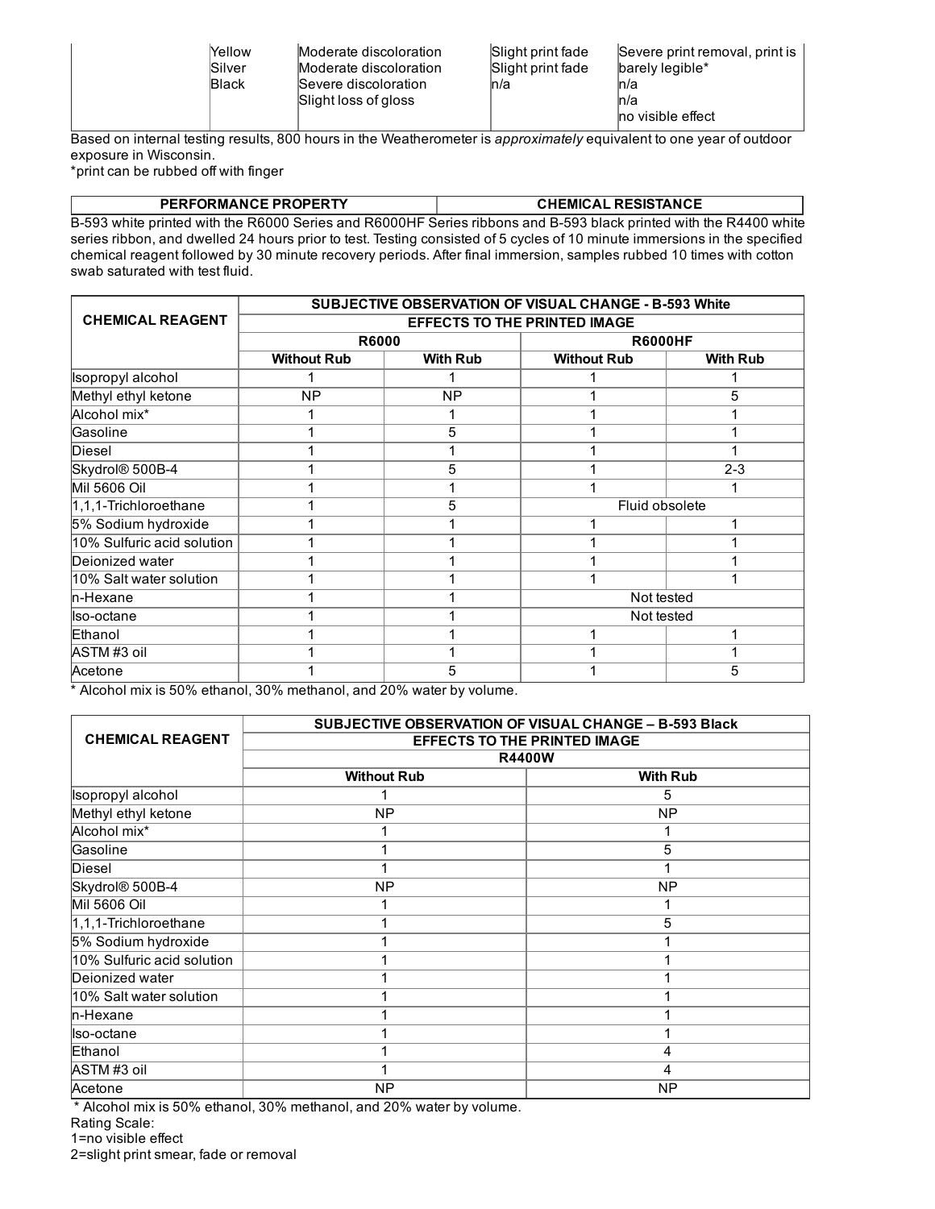| | | | | |
|---|---|---|---|---|
| | Yellow<br>Silver<br>Black | Moderate discoloration<br>Moderate discoloration<br>Severe discoloration<br>Slight loss of gloss | Slight print fade<br>Slight print fade<br>n/a | Severe print removal, print is barely legible*<br>n/a<br>n/a<br>no visible effect |

Based on internal testing results, 800 hours in the Weatherometer is *approximately* equivalent to one year of outdoor exposure in Wisconsin.
*print can be rubbed off with finger

| PERFORMANCE PROPERTY | CHEMICAL RESISTANCE |
|---|---|

B-593 white printed with the R6000 Series and R6000HF Series ribbons and B-593 black printed with the R4400 white series ribbon, and dwelled 24 hours prior to test. Testing consisted of 5 cycles of 10 minute immersions in the specified chemical reagent followed by 30 minute recovery periods. After final immersion, samples rubbed 10 times with cotton swab saturated with test fluid.

| CHEMICAL REAGENT | SUBJECTIVE OBSERVATION OF VISUAL CHANGE - B-593 White EFFECTS TO THE PRINTED IMAGE | | | |
|---|---|---|---|---|
| | R6000 | | R6000HF | |
| | Without Rub | With Rub | Without Rub | With Rub |
| Isopropyl alcohol | 1 | 1 | 1 | 1 |
| Methyl ethyl ketone | NP | NP | 1 | 5 |
| Alcohol mix* | 1 | 1 | 1 | 1 |
| Gasoline | 1 | 5 | 1 | 1 |
| Diesel | 1 | 1 | 1 | 1 |
| Skydrol® 500B-4 | 1 | 5 | 1 | 2-3 |
| Mil 5606 Oil | 1 | 1 | 1 | 1 |
| 1,1,1-Trichloroethane | 1 | 5 | Fluid obsolete | |
| 5% Sodium hydroxide | 1 | 1 | 1 | 1 |
| 10% Sulfuric acid solution | 1 | 1 | 1 | 1 |
| Deionized water | 1 | 1 | 1 | 1 |
| 10% Salt water solution | 1 | 1 | 1 | 1 |
| n-Hexane | 1 | 1 | Not tested | |
| Iso-octane | 1 | 1 | Not tested | |
| Ethanol | 1 | 1 | 1 | 1 |
| ASTM #3 oil | 1 | 1 | 1 | 1 |
| Acetone | 1 | 5 | 1 | 5 |

* Alcohol mix is 50% ethanol, 30% methanol, and 20% water by volume.

| CHEMICAL REAGENT | SUBJECTIVE OBSERVATION OF VISUAL CHANGE – B-593 Black EFFECTS TO THE PRINTED IMAGE | |
|---|---|---|
| | R4400W | |
| | Without Rub | With Rub |
| Isopropyl alcohol | 1 | 5 |
| Methyl ethyl ketone | NP | NP |
| Alcohol mix* | 1 | 1 |
| Gasoline | 1 | 5 |
| Diesel | 1 | 1 |
| Skydrol® 500B-4 | NP | NP |
| Mil 5606 Oil | 1 | 1 |
| 1,1,1-Trichloroethane | 1 | 5 |
| 5% Sodium hydroxide | 1 | 1 |
| 10% Sulfuric acid solution | 1 | 1 |
| Deionized water | 1 | 1 |
| 10% Salt water solution | 1 | 1 |
| n-Hexane | 1 | 1 |
| Iso-octane | 1 | 1 |
| Ethanol | 1 | 4 |
| ASTM #3 oil | 1 | 4 |
| Acetone | NP | NP |

* Alcohol mix is 50% ethanol, 30% methanol, and 20% water by volume.

Rating Scale:
1=no visible effect
2=slight print smear, fade or removal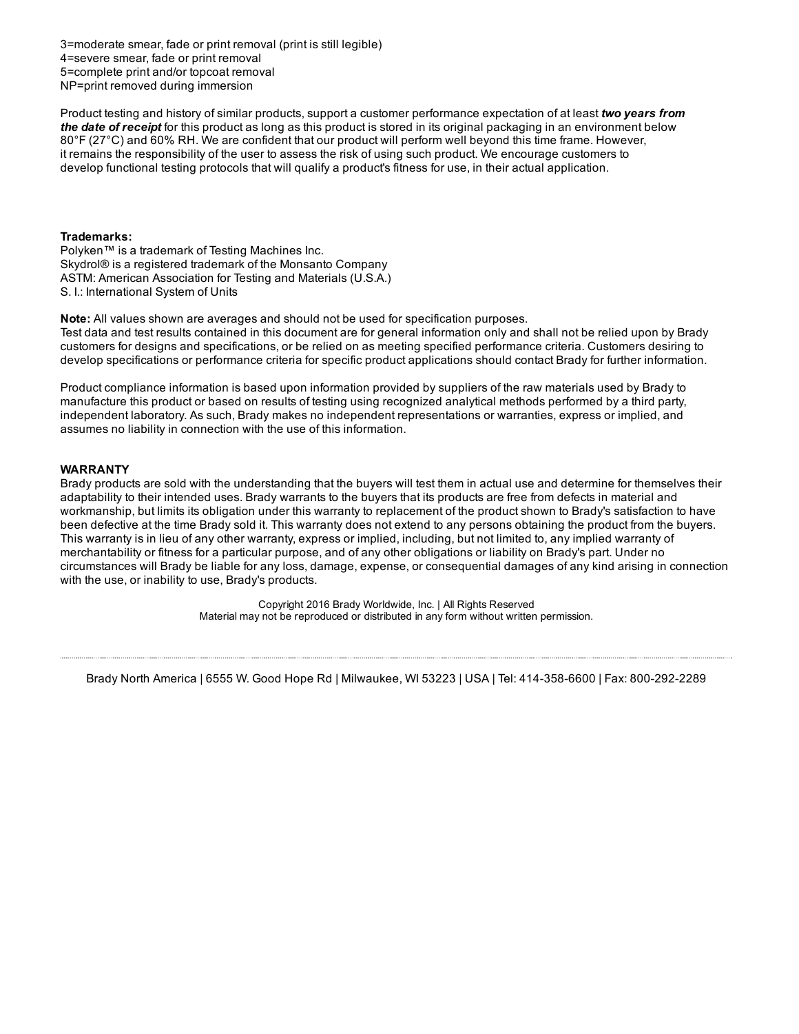3=moderate smear, fade or print removal (print is still legible)
4=severe smear, fade or print removal
5=complete print and/or topcoat removal
NP=print removed during immersion

Product testing and history of similar products, support a customer performance expectation of at least ***two years from the date of receipt*** for this product as long as this product is stored in its original packaging in an environment below 80°F (27°C) and 60% RH. We are confident that our product will perform well beyond this time frame. However, it remains the responsibility of the user to assess the risk of using such product. We encourage customers to develop functional testing protocols that will qualify a product's fitness for use, in their actual application.

**Trademarks:**
Polyken™ is a trademark of Testing Machines Inc.
Skydrol® is a registered trademark of the Monsanto Company
ASTM: American Association for Testing and Materials (U.S.A.)
S. I.: International System of Units

**Note:** All values shown are averages and should not be used for specification purposes.
Test data and test results contained in this document are for general information only and shall not be relied upon by Brady customers for designs and specifications, or be relied on as meeting specified performance criteria. Customers desiring to develop specifications or performance criteria for specific product applications should contact Brady for further information.

Product compliance information is based upon information provided by suppliers of the raw materials used by Brady to manufacture this product or based on results of testing using recognized analytical methods performed by a third party, independent laboratory. As such, Brady makes no independent representations or warranties, express or implied, and assumes no liability in connection with the use of this information.

**WARRANTY**
Brady products are sold with the understanding that the buyers will test them in actual use and determine for themselves their adaptability to their intended uses. Brady warrants to the buyers that its products are free from defects in material and workmanship, but limits its obligation under this warranty to replacement of the product shown to Brady's satisfaction to have been defective at the time Brady sold it. This warranty does not extend to any persons obtaining the product from the buyers. This warranty is in lieu of any other warranty, express or implied, including, but not limited to, any implied warranty of merchantability or fitness for a particular purpose, and of any other obligations or liability on Brady's part. Under no circumstances will Brady be liable for any loss, damage, expense, or consequential damages of any kind arising in connection with the use, or inability to use, Brady's products.

Copyright 2016 Brady Worldwide, Inc. | All Rights Reserved
Material may not be reproduced or distributed in any form without written permission.

Brady North America | 6555 W. Good Hope Rd | Milwaukee, WI 53223 | USA | Tel: 414-358-6600 | Fax: 800-292-2289